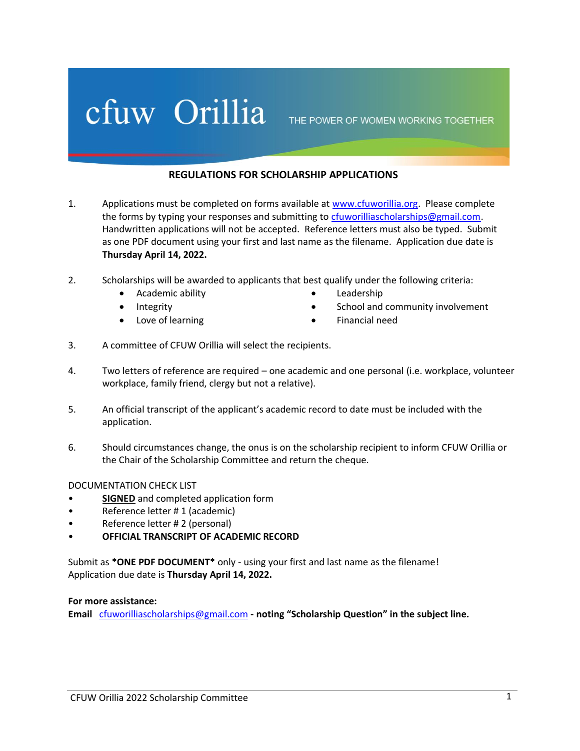cfuw Orillia THE POWER OF WOMEN WORKING TOGETHER

## REGULATIONS FOR SCHOLARSHIP APPLICATIONS

1. Applications must be completed on forms available at www.cfuworillia.org. Please complete the forms by typing your responses and submitting to cfuworilliascholarships@gmail.com. Handwritten applications will not be accepted. Reference letters must also be typed. Submit as one PDF document using your first and last name as the filename. Application due date is **Thursday April 14, 2022.**

2. Scholarships will be awarded to applicants that best qualify under the following criteria:
   - Academic ability
   - Integrity
   - Love of learning
   - Leadership
   - School and community involvement
   - Financial need

3. A committee of CFUW Orillia will select the recipients.

4. Two letters of reference are required – one academic and one personal (i.e. workplace, volunteer workplace, family friend, clergy but not a relative).

5. An official transcript of the applicant's academic record to date must be included with the application.

6. Should circumstances change, the onus is on the scholarship recipient to inform CFUW Orillia or the Chair of the Scholarship Committee and return the cheque.

DOCUMENTATION CHECK LIST

- **SIGNED** and completed application form
- Reference letter # 1 (academic)
- Reference letter # 2 (personal)
- **OFFICIAL TRANSCRIPT OF ACADEMIC RECORD**

Submit as ***ONE PDF DOCUMENT*** only - using your first and last name as the filename!
Application due date is **Thursday April 14, 2022.**

**For more assistance:**
**Email** cfuworilliascholarships@gmail.com **- noting "Scholarship Question" in the subject line.**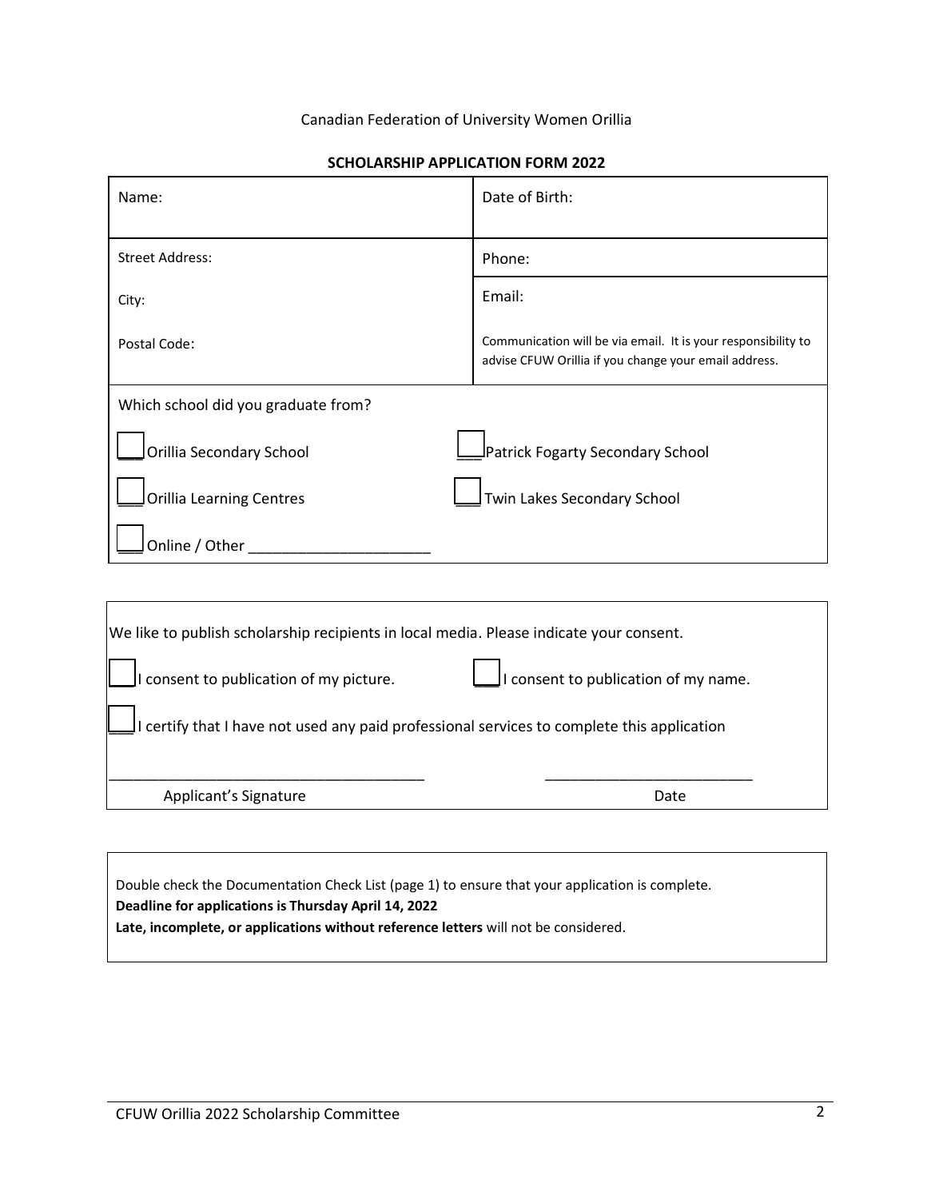Canadian Federation of University Women Orillia

**SCHOLARSHIP APPLICATION FORM 2022**

| Name: | Date of Birth: |
|---|---|
| Street Address: | Phone: |
| City: | Email: |
| Postal Code: | Communication will be via email. It is your responsibility to advise CFUW Orillia if you change your email address. |

Which school did you graduate from?

- ☐ Orillia Secondary School
- ☐ Patrick Fogarty Secondary School
- ☐ Orillia Learning Centres
- ☐ Twin Lakes Secondary School
- ☐ Online / Other ______________________

We like to publish scholarship recipients in local media. Please indicate your consent.

- ☐ I consent to publication of my picture.
- ☐ I consent to publication of my name.
- ☐ I certify that I have not used any paid professional services to complete this application

________________________________________ Applicant's Signature

__________________________ Date

Double check the Documentation Check List (page 1) to ensure that your application is complete.
**Deadline for applications is Thursday April 14, 2022**
**Late, incomplete, or applications without reference letters** will not be considered.

CFUW Orillia 2022 Scholarship Committee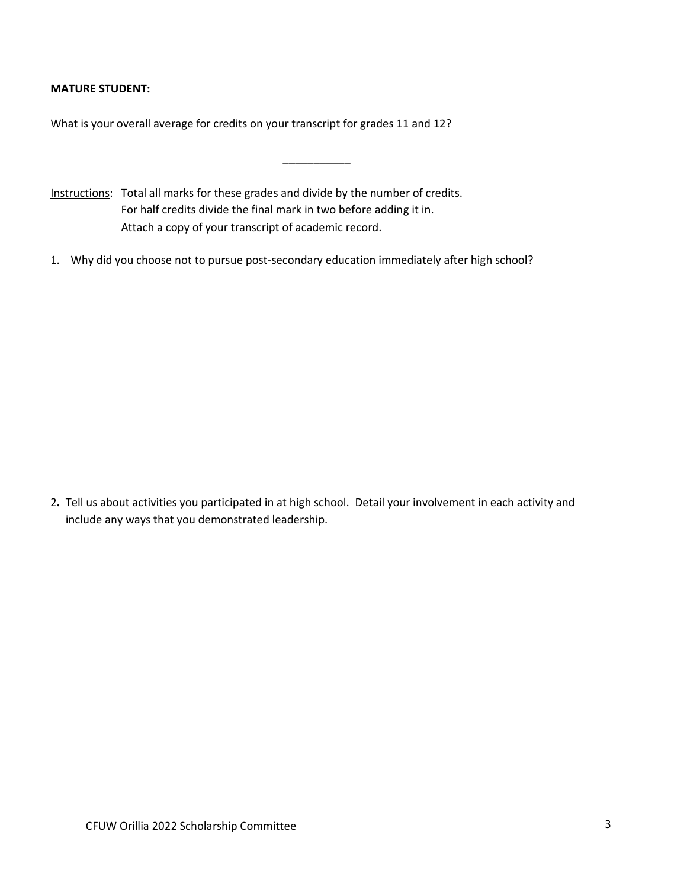**MATURE STUDENT:**

What is your overall average for credits on your transcript for grades 11 and 12?

___________

<u>Instructions</u>: Total all marks for these grades and divide by the number of credits.
For half credits divide the final mark in two before adding it in.
Attach a copy of your transcript of academic record.

1. Why did you choose <u>not</u> to pursue post-secondary education immediately after high school?

2. Tell us about activities you participated in at high school. Detail your involvement in each activity and include any ways that you demonstrated leadership.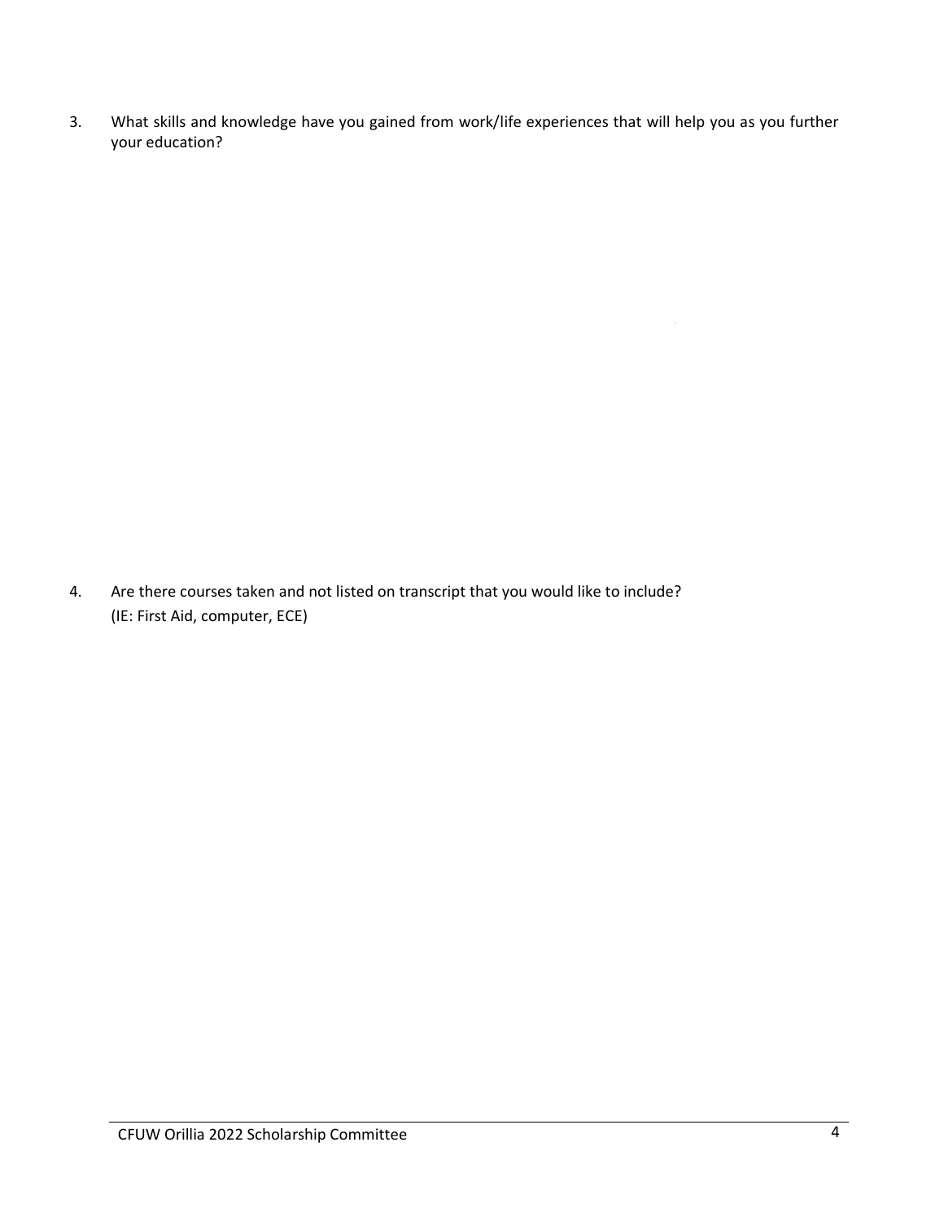3. What skills and knowledge have you gained from work/life experiences that will help you as you further your education?

4. Are there courses taken and not listed on transcript that you would like to include? (IE: First Aid, computer, ECE)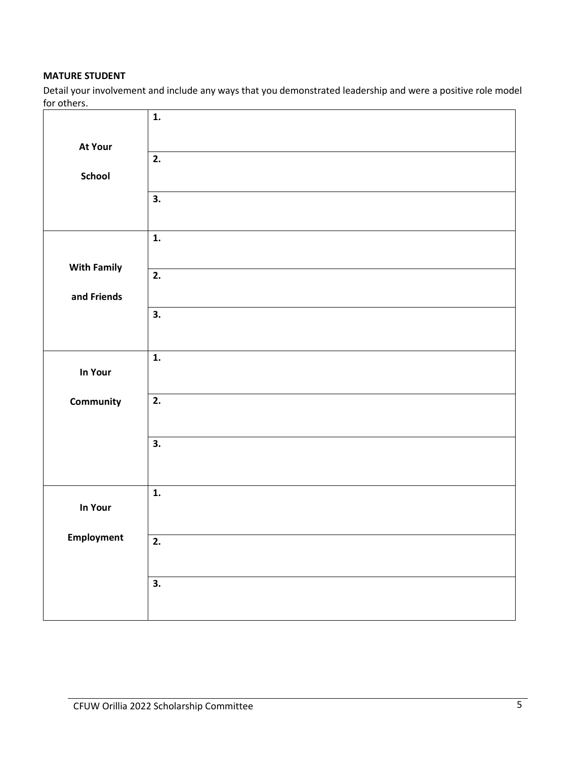**MATURE STUDENT**

Detail your involvement and include any ways that you demonstrated leadership and were a positive role model for others.

| | |
|---|---|
| **At Your School** | **1.** |
| | **2.** |
| | **3.** |
| **With Family and Friends** | **1.** |
| | **2.** |
| | **3.** |
| **In Your Community** | **1.** |
| | **2.** |
| | **3.** |
| **In Your Employment** | **1.** |
| | **2.** |
| | **3.** |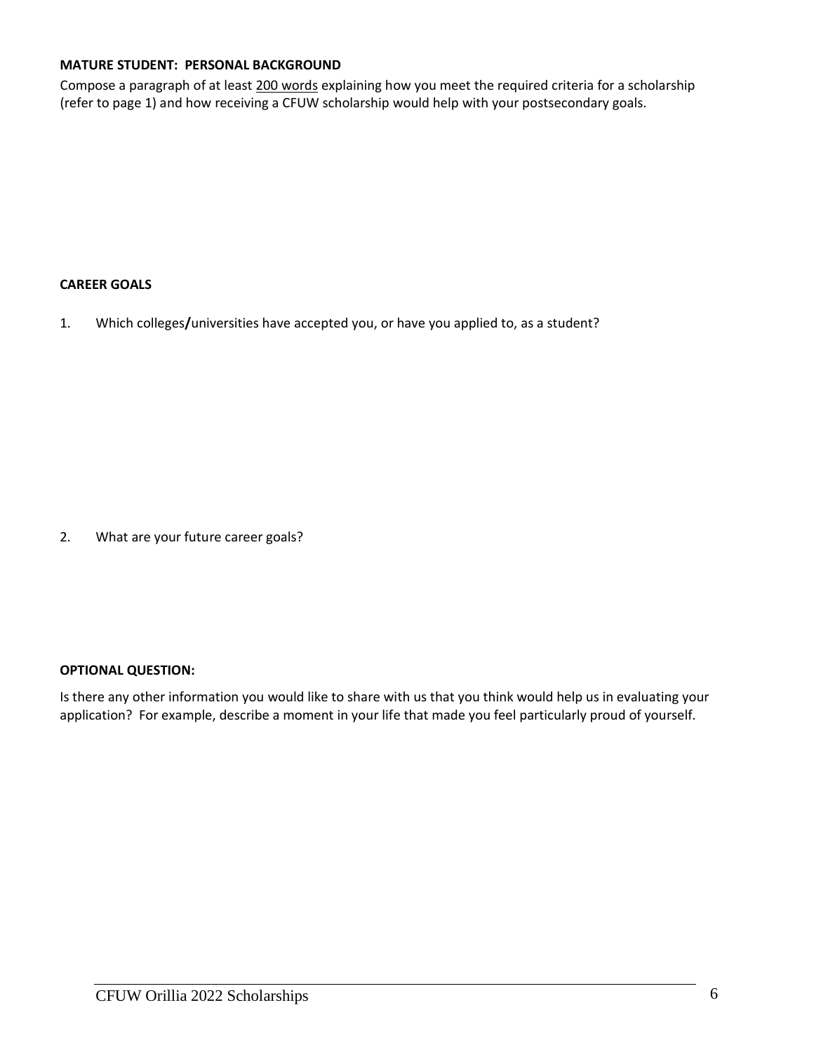**MATURE STUDENT: PERSONAL BACKGROUND**

Compose a paragraph of at least 200 words explaining how you meet the required criteria for a scholarship (refer to page 1) and how receiving a CFUW scholarship would help with your postsecondary goals.

**CAREER GOALS**

1. Which colleges/universities have accepted you, or have you applied to, as a student?

2. What are your future career goals?

**OPTIONAL QUESTION:**

Is there any other information you would like to share with us that you think would help us in evaluating your application? For example, describe a moment in your life that made you feel particularly proud of yourself.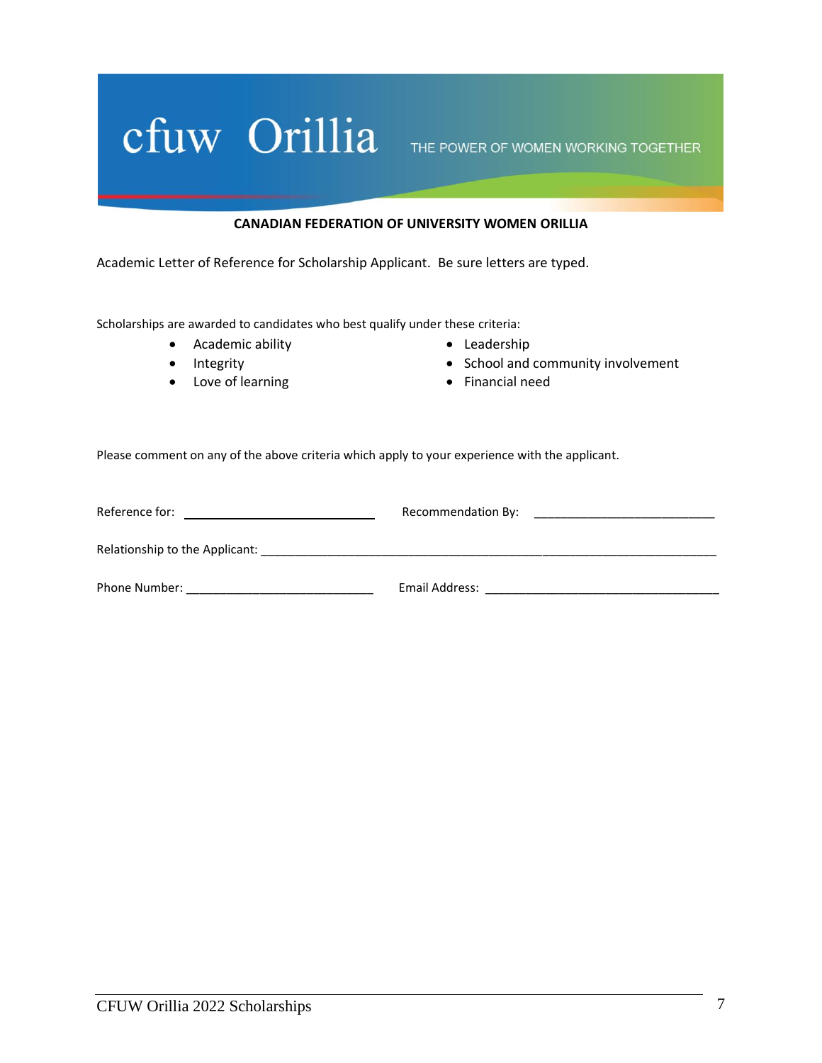cfuw Orillia THE POWER OF WOMEN WORKING TOGETHER

**CANADIAN FEDERATION OF UNIVERSITY WOMEN ORILLIA**

Academic Letter of Reference for Scholarship Applicant. Be sure letters are typed.

Scholarships are awarded to candidates who best qualify under these criteria:

- Academic ability
- Integrity
- Love of learning
- Leadership
- School and community involvement
- Financial need

Please comment on any of the above criteria which apply to your experience with the applicant.

Reference for: ____________________________ Recommendation By: ____________________________

Relationship to the Applicant: ______________________________________________________________

Phone Number: ____________________________ Email Address: ____________________________________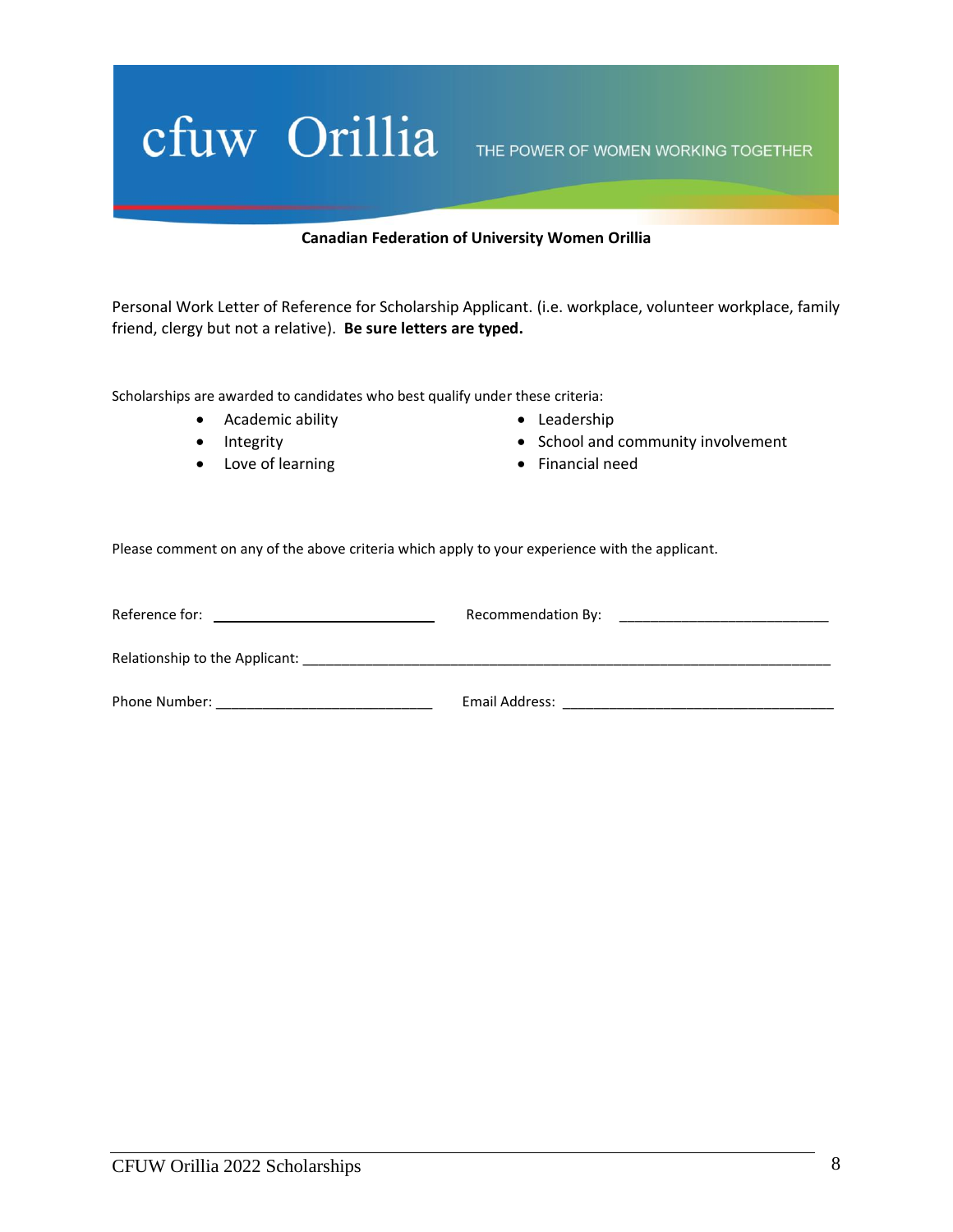cfuw Orillia THE POWER OF WOMEN WORKING TOGETHER

**Canadian Federation of University Women Orillia**

Personal Work Letter of Reference for Scholarship Applicant. (i.e. workplace, volunteer workplace, family friend, clergy but not a relative). **Be sure letters are typed.**

Scholarships are awarded to candidates who best qualify under these criteria:

- Academic ability
- Integrity
- Love of learning
- Leadership
- School and community involvement
- Financial need

Please comment on any of the above criteria which apply to your experience with the applicant.

Reference for: ______________________________ Recommendation By: ____________________________

Relationship to the Applicant: ___________________________________________________________________________

Phone Number: _____________________________ Email Address: ____________________________________